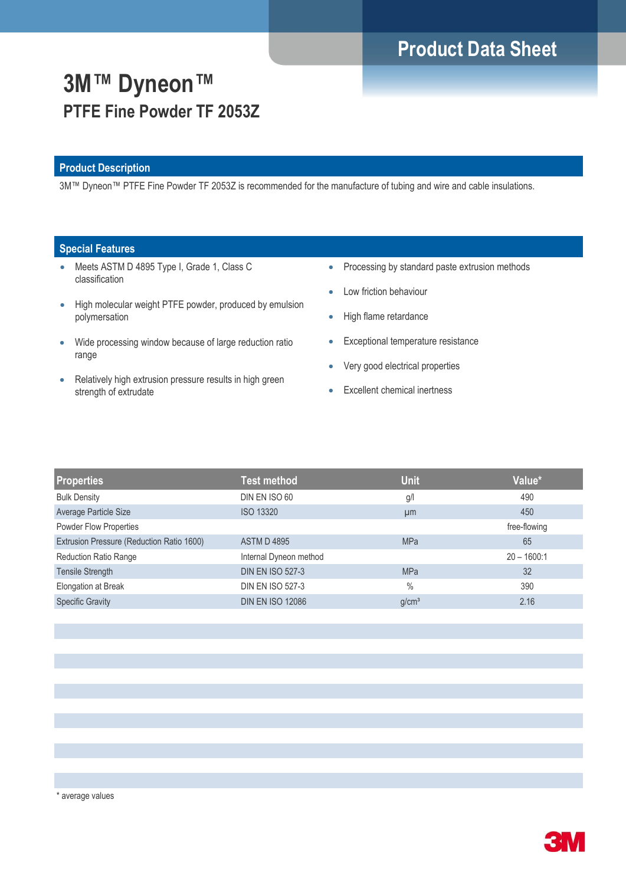Product Data Sheet

# 3M™ Dyneon™

## PTFE Fine Powder TF 2053Z

### Product Description

3M™ Dyneon™ PTFE Fine Powder TF 2053Z is recommended for the manufacture of tubing and wire and cable insulations.

### Special Features

- Meets ASTM D 4895 Type I, Grade 1, Class C classification
- High molecular weight PTFE powder, produced by emulsion polymersation
- Wide processing window because of large reduction ratio range
- Relatively high extrusion pressure results in high green strength of extrudate
- Processing by standard paste extrusion methods
- Low friction behaviour
- High flame retardance
- Exceptional temperature resistance
- Very good electrical properties
- Excellent chemical inertness

| Properties | Test method | Unit | Value* |
|---|---|---|---|
| Bulk Density | DIN EN ISO 60 | g/l | 490 |
| Average Particle Size | ISO 13320 | µm | 450 |
| Powder Flow Properties | | | free-flowing |
| Extrusion Pressure (Reduction Ratio 1600) | ASTM D 4895 | MPa | 65 |
| Reduction Ratio Range | Internal Dyneon method | | 20 – 1600:1 |
| Tensile Strength | DIN EN ISO 527-3 | MPa | 32 |
| Elongation at Break | DIN EN ISO 527-3 | % | 390 |
| Specific Gravity | DIN EN ISO 12086 | g/cm³ | 2.16 |

* average values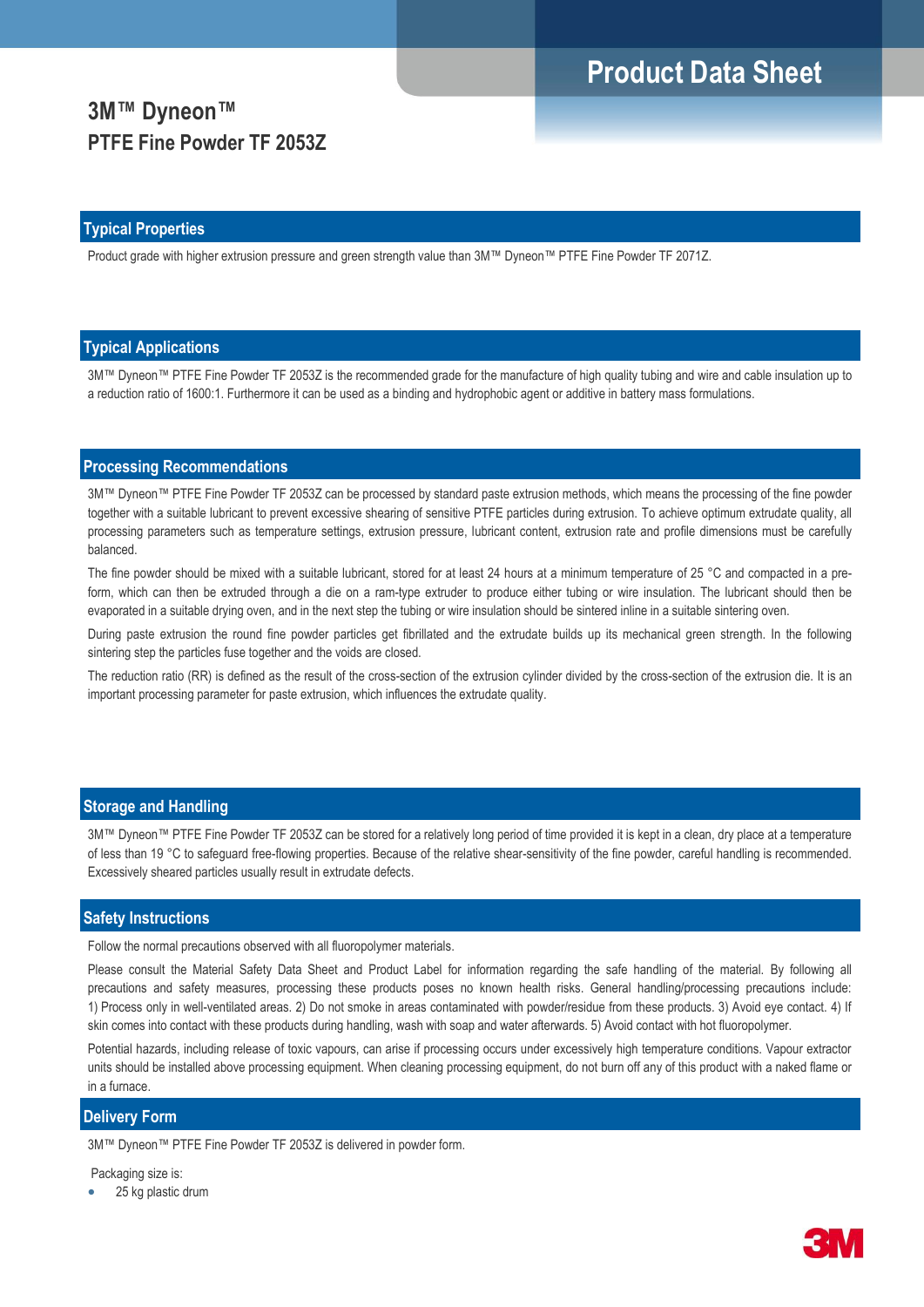# 3M™ Dyneon™

## PTFE Fine Powder TF 2053Z

## Typical Properties

Product grade with higher extrusion pressure and green strength value than 3M™ Dyneon™ PTFE Fine Powder TF 2071Z.

## Typical Applications

3M™ Dyneon™ PTFE Fine Powder TF 2053Z is the recommended grade for the manufacture of high quality tubing and wire and cable insulation up to a reduction ratio of 1600:1. Furthermore it can be used as a binding and hydrophobic agent or additive in battery mass formulations.

## Processing Recommendations

3M™ Dyneon™ PTFE Fine Powder TF 2053Z can be processed by standard paste extrusion methods, which means the processing of the fine powder together with a suitable lubricant to prevent excessive shearing of sensitive PTFE particles during extrusion. To achieve optimum extrudate quality, all processing parameters such as temperature settings, extrusion pressure, lubricant content, extrusion rate and profile dimensions must be carefully balanced.

The fine powder should be mixed with a suitable lubricant, stored for at least 24 hours at a minimum temperature of 25 °C and compacted in a pre-form, which can then be extruded through a die on a ram-type extruder to produce either tubing or wire insulation. The lubricant should then be evaporated in a suitable drying oven, and in the next step the tubing or wire insulation should be sintered inline in a suitable sintering oven.

During paste extrusion the round fine powder particles get fibrillated and the extrudate builds up its mechanical green strength. In the following sintering step the particles fuse together and the voids are closed.

The reduction ratio (RR) is defined as the result of the cross-section of the extrusion cylinder divided by the cross-section of the extrusion die. It is an important processing parameter for paste extrusion, which influences the extrudate quality.

## Storage and Handling

3M™ Dyneon™ PTFE Fine Powder TF 2053Z can be stored for a relatively long period of time provided it is kept in a clean, dry place at a temperature of less than 19 °C to safeguard free-flowing properties. Because of the relative shear-sensitivity of the fine powder, careful handling is recommended. Excessively sheared particles usually result in extrudate defects.

## Safety Instructions

Follow the normal precautions observed with all fluoropolymer materials.

Please consult the Material Safety Data Sheet and Product Label for information regarding the safe handling of the material. By following all precautions and safety measures, processing these products poses no known health risks. General handling/processing precautions include: 1) Process only in well-ventilated areas. 2) Do not smoke in areas contaminated with powder/residue from these products. 3) Avoid eye contact. 4) If skin comes into contact with these products during handling, wash with soap and water afterwards. 5) Avoid contact with hot fluoropolymer.

Potential hazards, including release of toxic vapours, can arise if processing occurs under excessively high temperature conditions. Vapour extractor units should be installed above processing equipment. When cleaning processing equipment, do not burn off any of this product with a naked flame or in a furnace.

## Delivery Form

3M™ Dyneon™ PTFE Fine Powder TF 2053Z is delivered in powder form.

Packaging size is:

- 25 kg plastic drum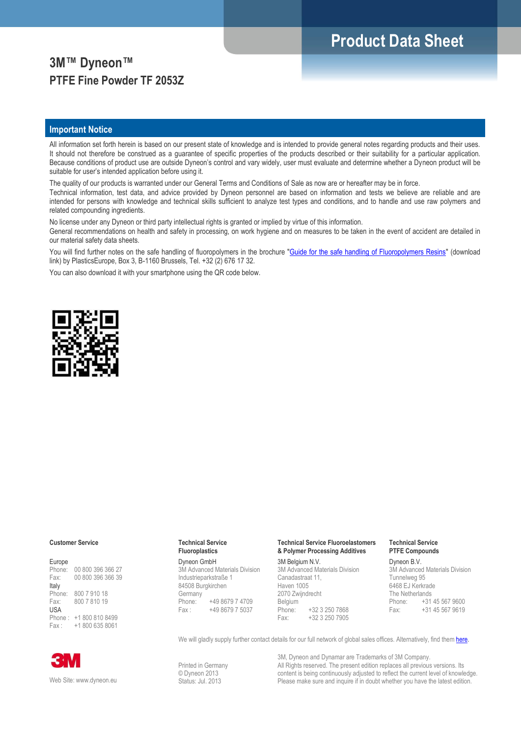# Product Data Sheet

## 3M™ Dyneon™
## PTFE Fine Powder TF 2053Z

## Important Notice

All information set forth herein is based on our present state of knowledge and is intended to provide general notes regarding products and their uses. It should not therefore be construed as a guarantee of specific properties of the products described or their suitability for a particular application. Because conditions of product use are outside Dyneon's control and vary widely, user must evaluate and determine whether a Dyneon product will be suitable for user's intended application before using it.

The quality of our products is warranted under our General Terms and Conditions of Sale as now are or hereafter may be in force.
Technical information, test data, and advice provided by Dyneon personnel are based on information and tests we believe are reliable and are intended for persons with knowledge and technical skills sufficient to analyze test types and conditions, and to handle and use raw polymers and related compounding ingredients.

No license under any Dyneon or third party intellectual rights is granted or implied by virtue of this information.
General recommendations on health and safety in processing, on work hygiene and on measures to be taken in the event of accident are detailed in our material safety data sheets.

You will find further notes on the safe handling of fluoropolymers in the brochure "Guide for the safe handling of Fluoropolymers Resins" (download link) by PlasticsEurope, Box 3, B-1160 Brussels, Tel. +32 (2) 676 17 32.

You can also download it with your smartphone using the QR code below.

**Customer Service**

Europe
Phone: 00 800 396 366 27
Fax: 00 800 396 366 39
Italy
Phone: 800 7 910 18
Fax: 800 7 810 19
USA
Phone : +1 800 810 8499
Fax : +1 800 635 8061

**Technical Service Fluoroplastics**

Dyneon GmbH
3M Advanced Materials Division
Industrieparkstraße 1
84508 Burgkirchen
Germany
Phone: +49 8679 7 4709
Fax : +49 8679 7 5037

**Technical Service Fluoroelastomers & Polymer Processing Additives**

3M Belgium N.V.
3M Advanced Materials Division
Canadastraat 11,
Haven 1005
2070 Zwijndrecht
Belgium
Phone: +32 3 250 7868
Fax: +32 3 250 7905

**Technical Service PTFE Compounds**

Dyneon B.V.
3M Advanced Materials Division
Tunnelweg 95
6468 EJ Kerkrade
The Netherlands
Phone: +31 45 567 9600
Fax: +31 45 567 9619

We will gladly supply further contact details for our full network of global sales offices. Alternatively, find them here.

Web Site: www.dyneon.eu

Printed in Germany
© Dyneon 2013
Status: Jul. 2013

3M, Dyneon and Dynamar are Trademarks of 3M Company.
All Rights reserved. The present edition replaces all previous versions. Its content is being continuously adjusted to reflect the current level of knowledge. Please make sure and inquire if in doubt whether you have the latest edition.